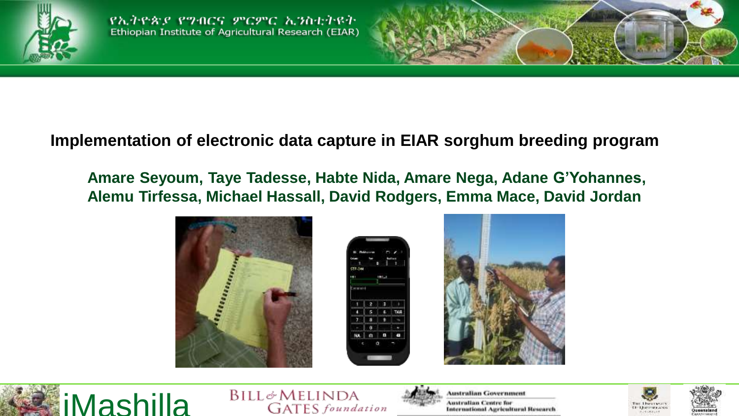የኢትዮጵያ የግብርና ምርምር ኢንስቲትዩት
Ethiopian Institute of Agricultural Research (EIAR)

# Implementation of electronic data capture in EIAR sorghum breeding program

**Amare Seyoum, Taye Tadesse, Habte Nida, Amare Nega, Adane G'Yohannes, Alemu Tirfessa, Michael Hassall, David Rodgers, Emma Mace, David Jordan**

iMashilla

BILL & MELINDA GATES foundation

Australian Government
Australian Centre for International Agricultural Research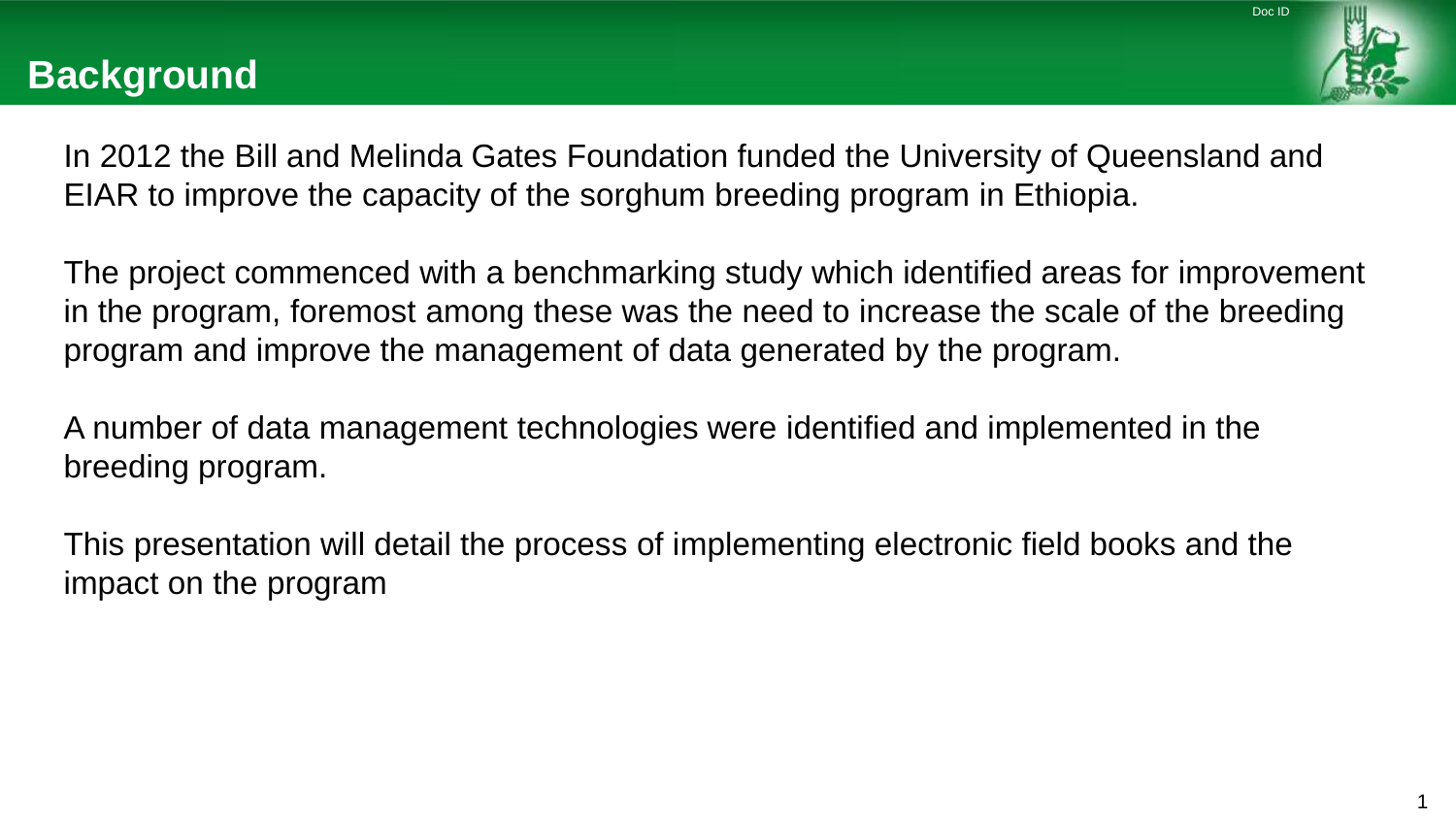# Background

In 2012 the Bill and Melinda Gates Foundation funded the University of Queensland and EIAR to improve the capacity of the sorghum breeding program in Ethiopia.

The project commenced with a benchmarking study which identified areas for improvement in the program, foremost among these was the need to increase the scale of the breeding program and improve the management of data generated by the program.

A number of data management technologies were identified and implemented in the breeding program.

This presentation will detail the process of implementing electronic field books and the impact on the program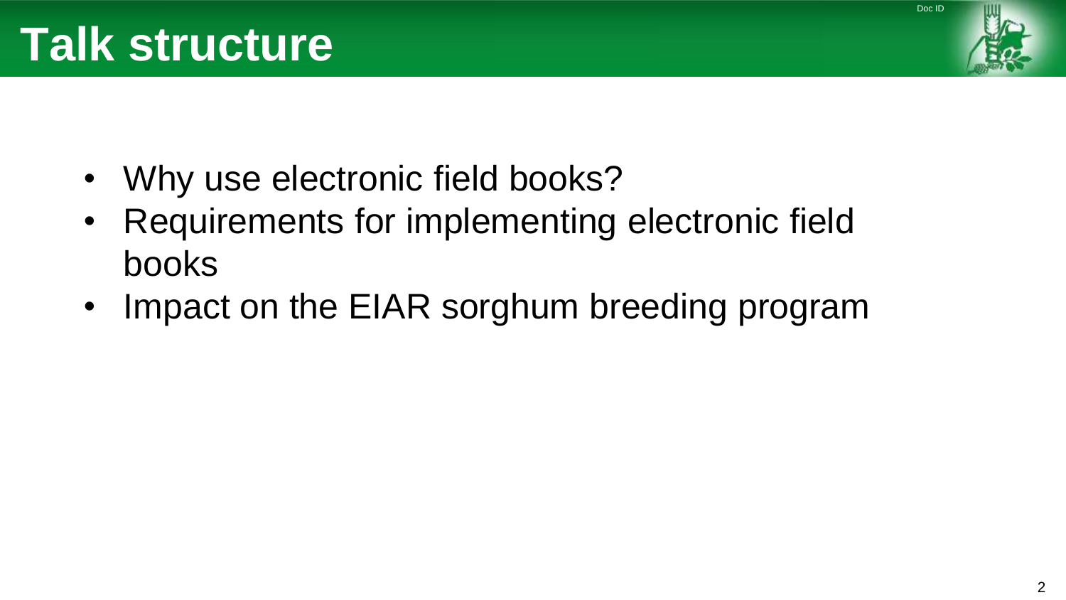# Talk structure

- Why use electronic field books?
- Requirements for implementing electronic field books
- Impact on the EIAR sorghum breeding program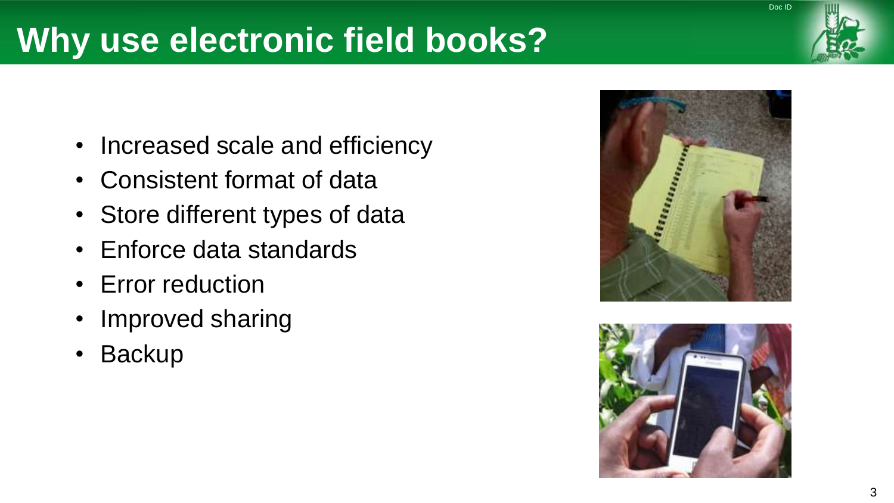# Why use electronic field books?

- Increased scale and efficiency
- Consistent format of data
- Store different types of data
- Enforce data standards
- Error reduction
- Improved sharing
- Backup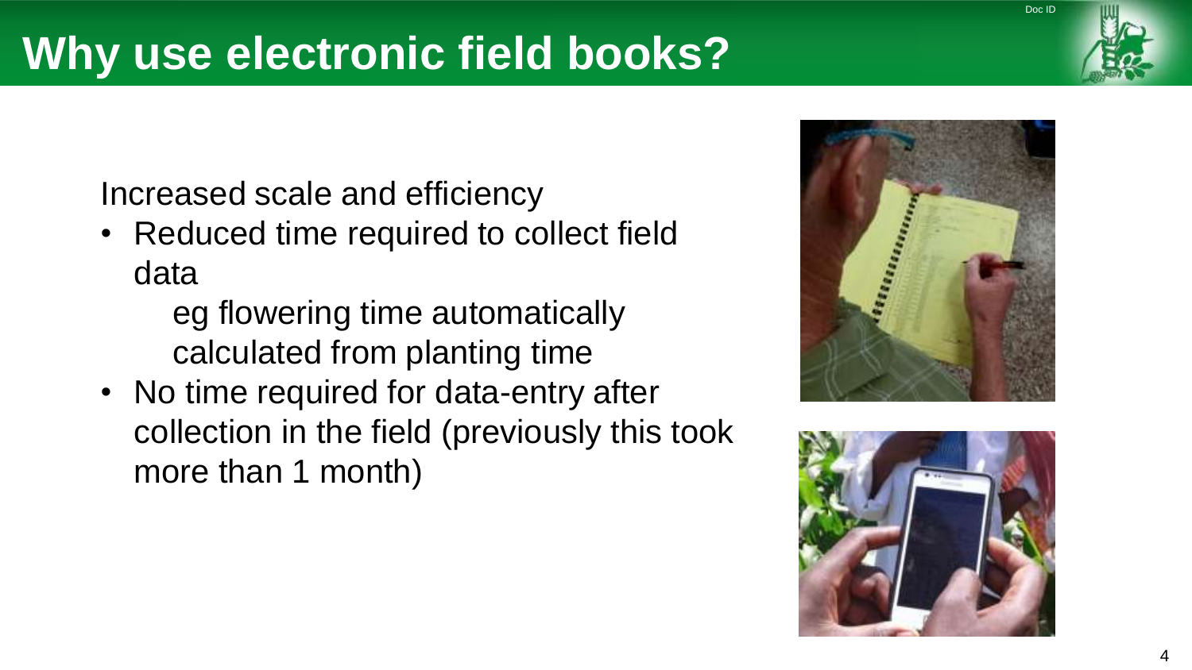# Why use electronic field books?

Increased scale and efficiency

- Reduced time required to collect field data

  eg flowering time automatically calculated from planting time

- No time required for data-entry after collection in the field (previously this took more than 1 month)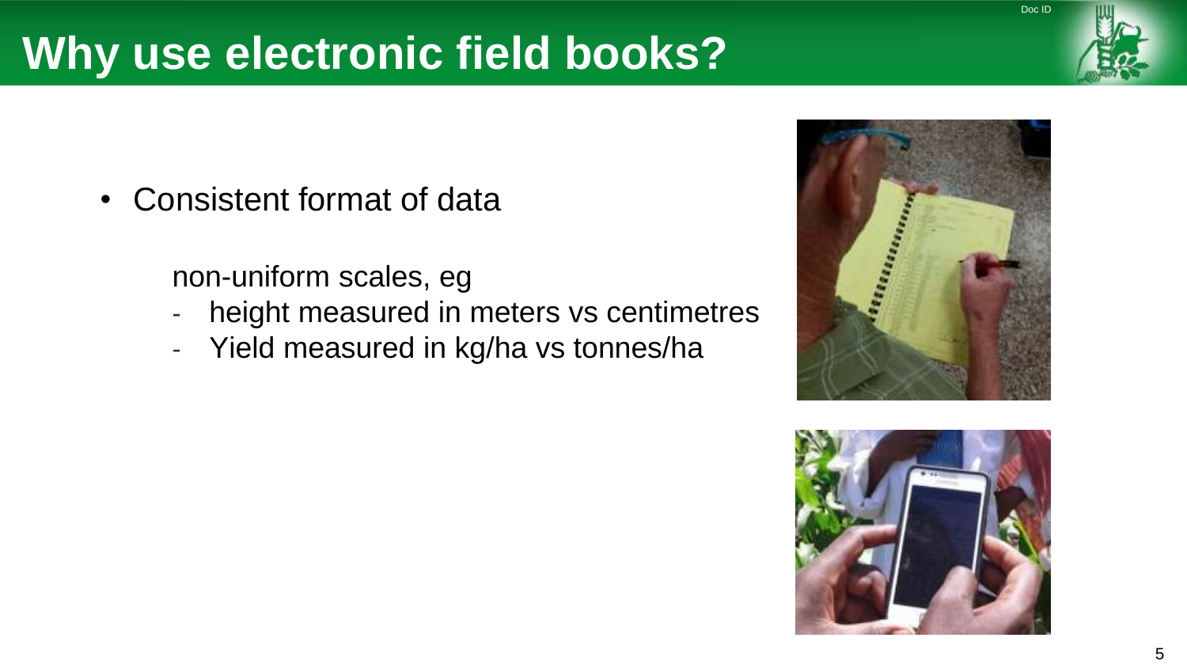# Why use electronic field books?

- Consistent format of data

  non-uniform scales, eg

  - height measured in meters vs centimetres
  - Yield measured in kg/ha vs tonnes/ha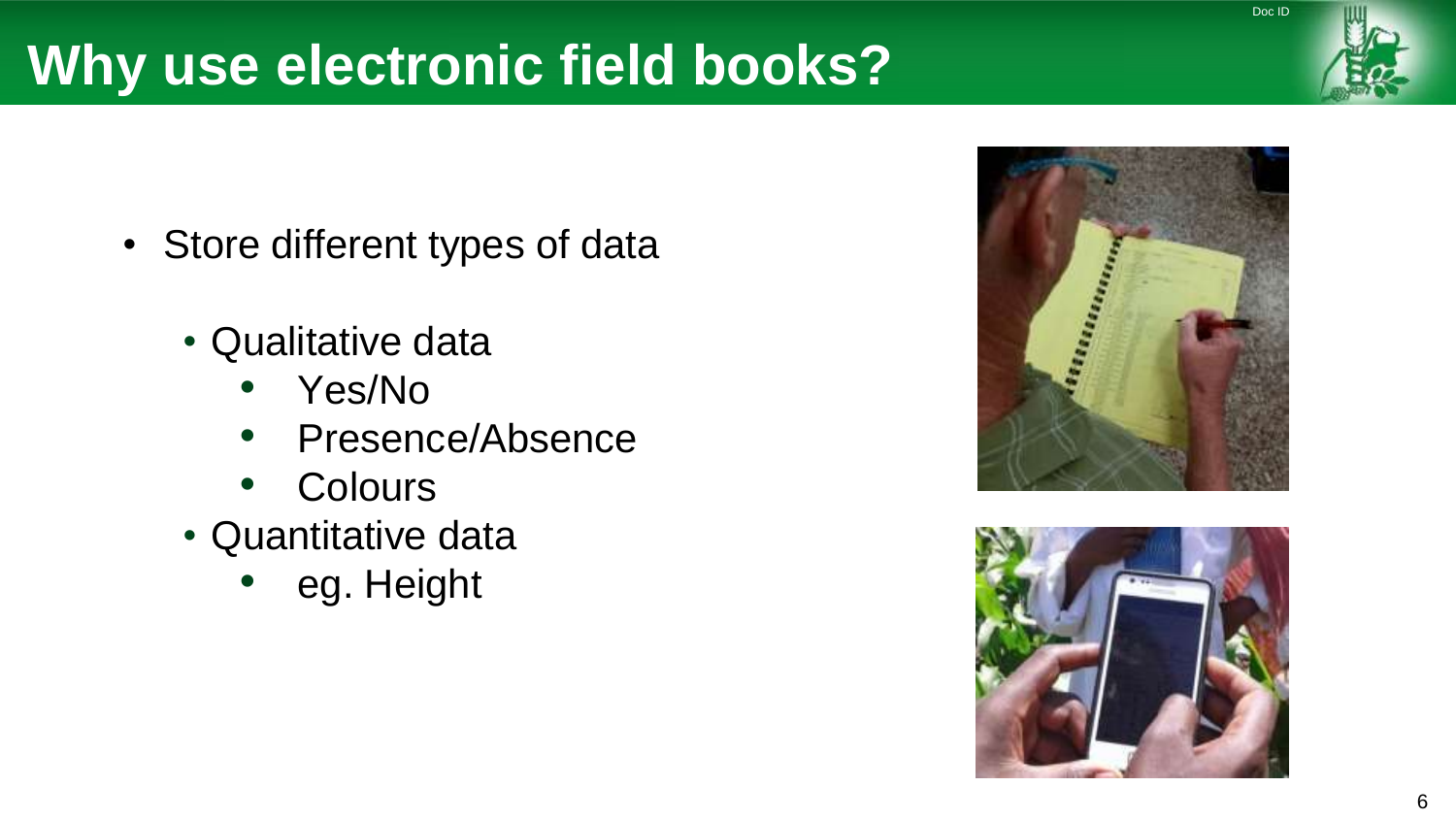# Why use electronic field books?

- Store different types of data
  - Qualitative data
    - Yes/No
    - Presence/Absence
    - Colours
  - Quantitative data
    - eg. Height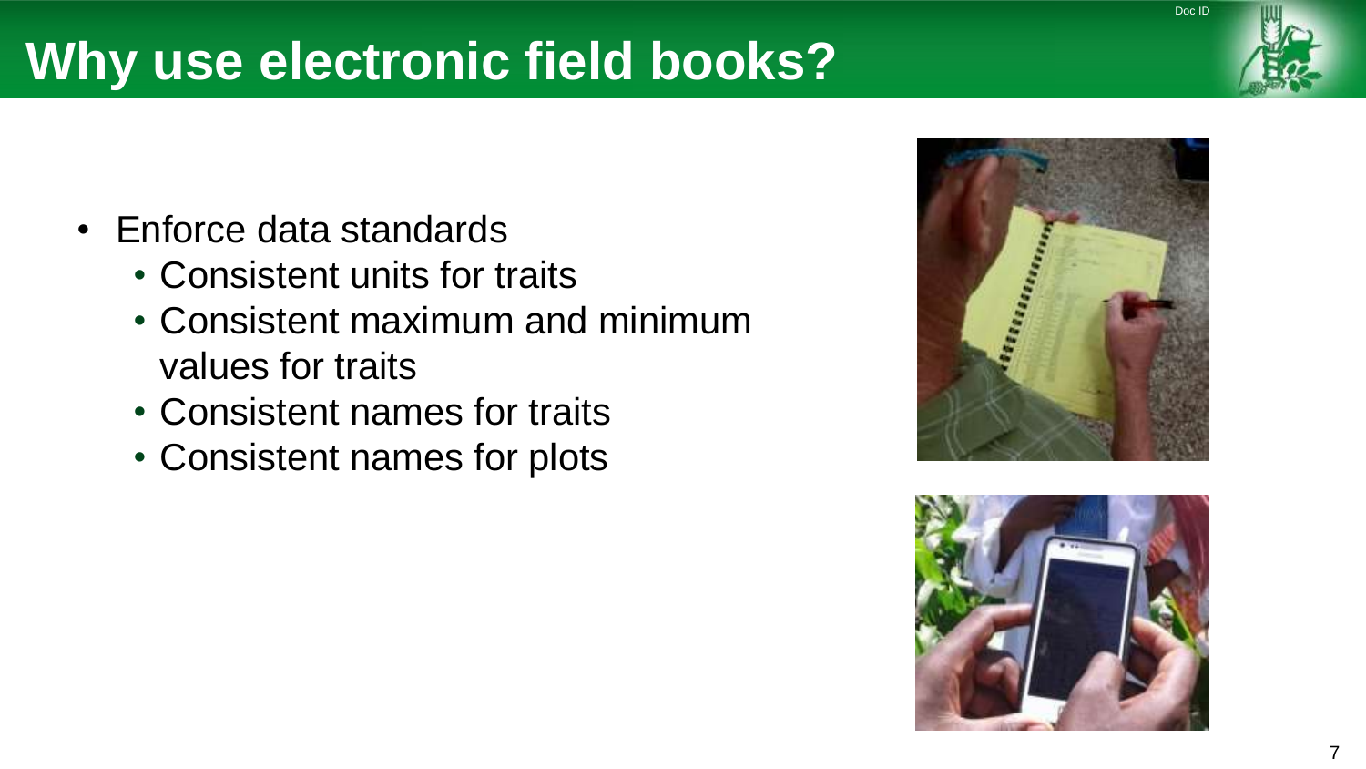# Why use electronic field books?

- Enforce data standards
  - Consistent units for traits
  - Consistent maximum and minimum values for traits
  - Consistent names for traits
  - Consistent names for plots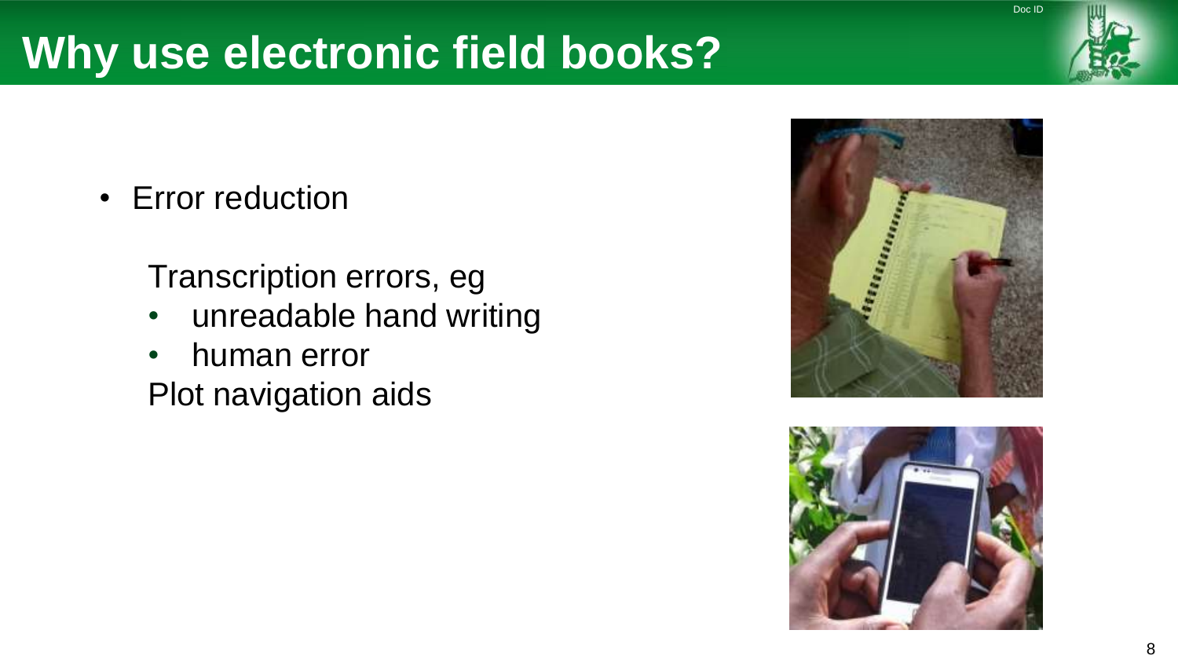# Why use electronic field books?

- Error reduction

  Transcription errors, eg
  - unreadable hand writing
  - human error

  Plot navigation aids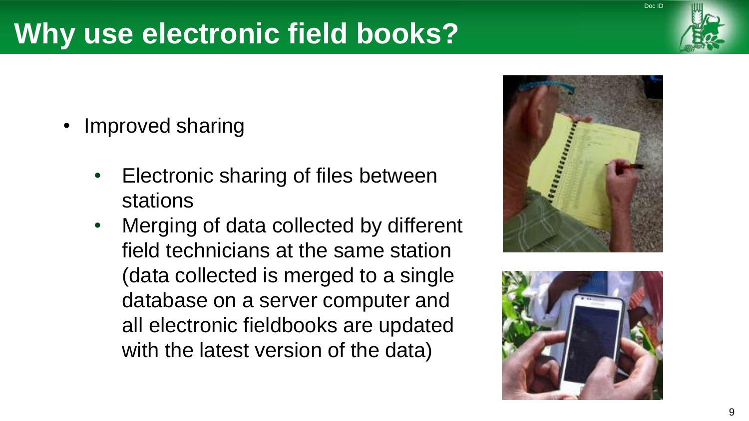# Why use electronic field books?

- Improved sharing
  - Electronic sharing of files between stations
  - Merging of data collected by different field technicians at the same station (data collected is merged to a single database on a server computer and all electronic fieldbooks are updated with the latest version of the data)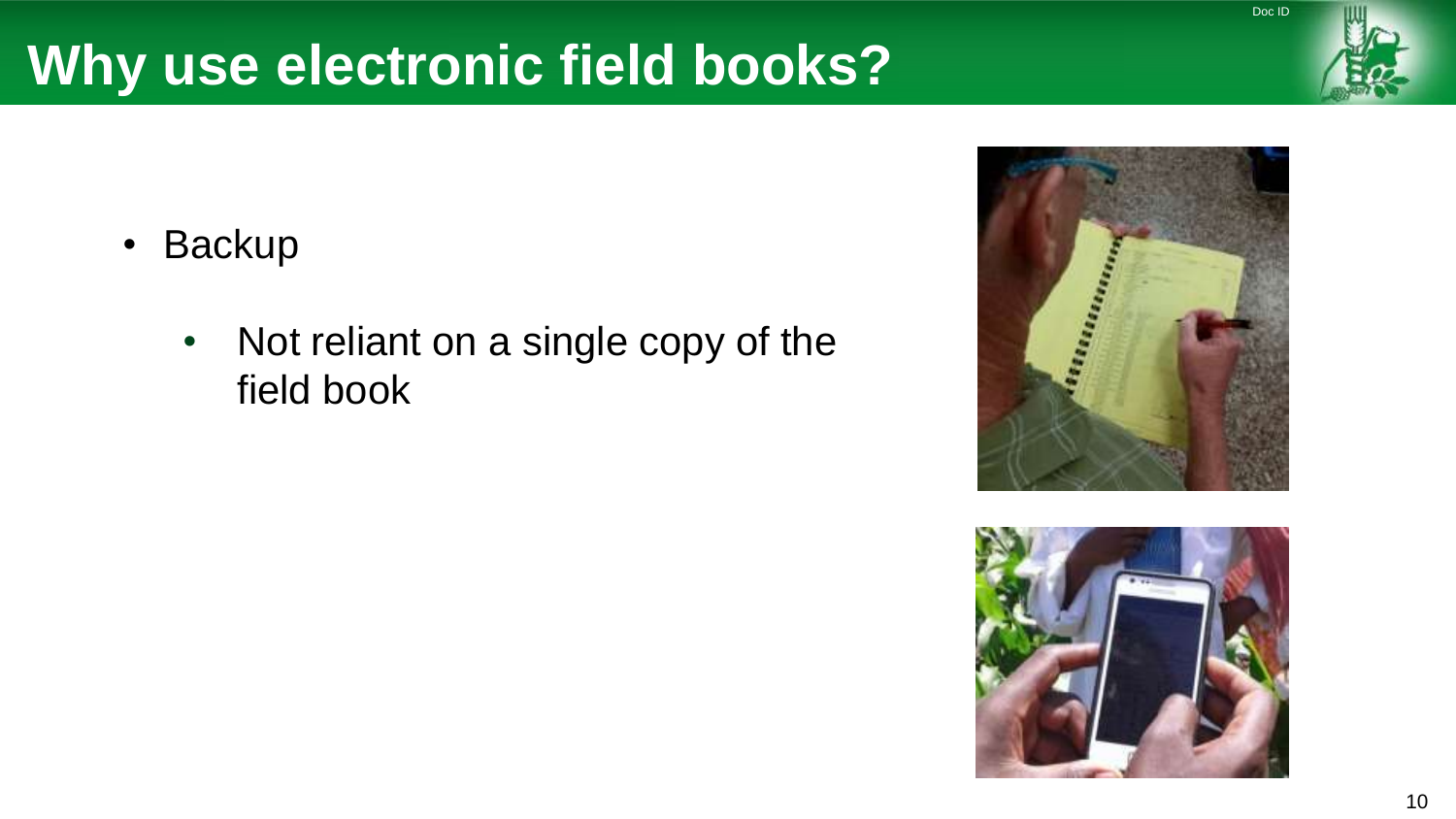# Why use electronic field books?

- Backup
  - Not reliant on a single copy of the field book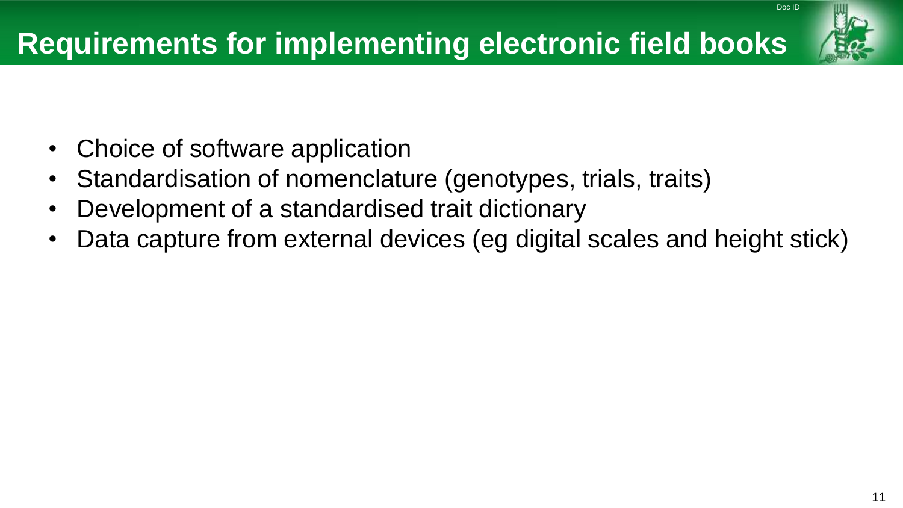# Requirements for implementing electronic field books

- Choice of software application
- Standardisation of nomenclature (genotypes, trials, traits)
- Development of a standardised trait dictionary
- Data capture from external devices (eg digital scales and height stick)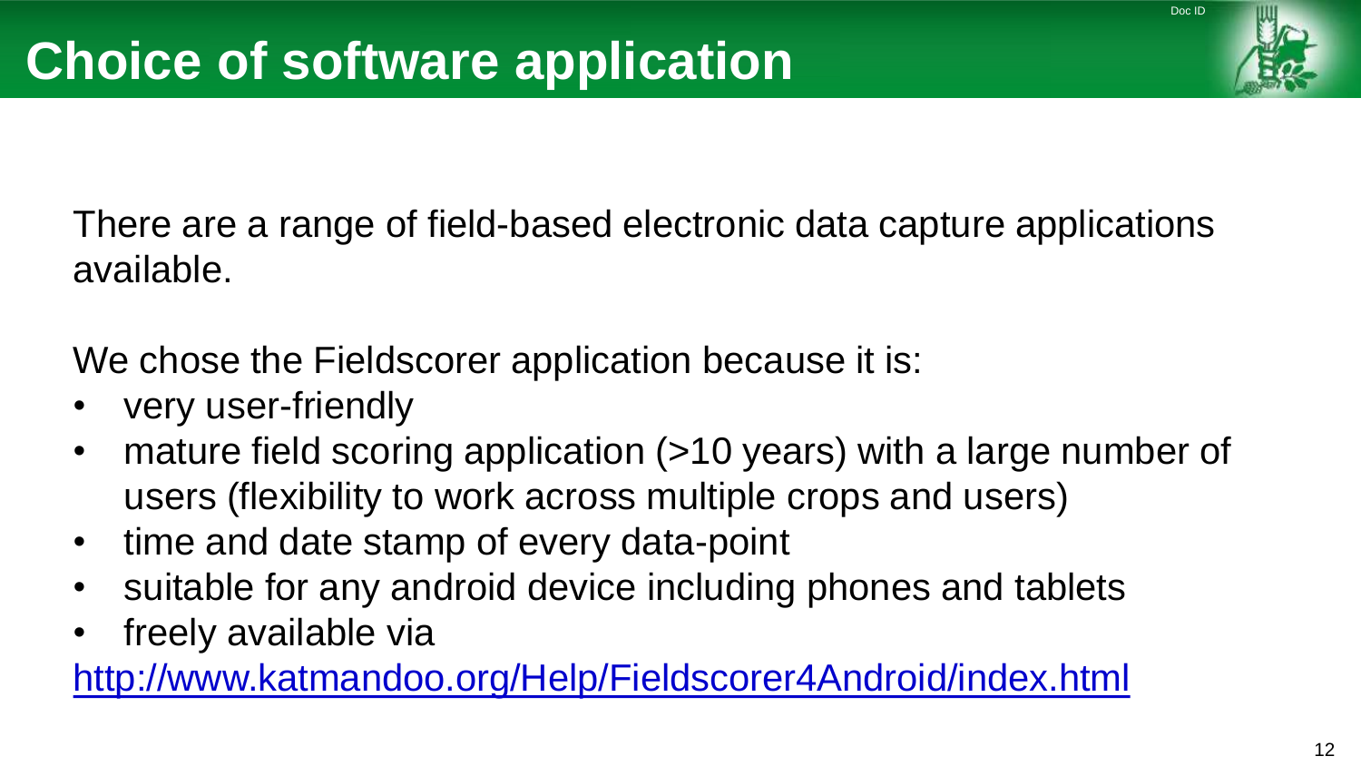# Choice of software application

There are a range of field-based electronic data capture applications available.

We chose the Fieldscorer application because it is:

- very user-friendly
- mature field scoring application (>10 years) with a large number of users (flexibility to work across multiple crops and users)
- time and date stamp of every data-point
- suitable for any android device including phones and tablets
- freely available via

http://www.katmandoo.org/Help/Fieldscorer4Android/index.html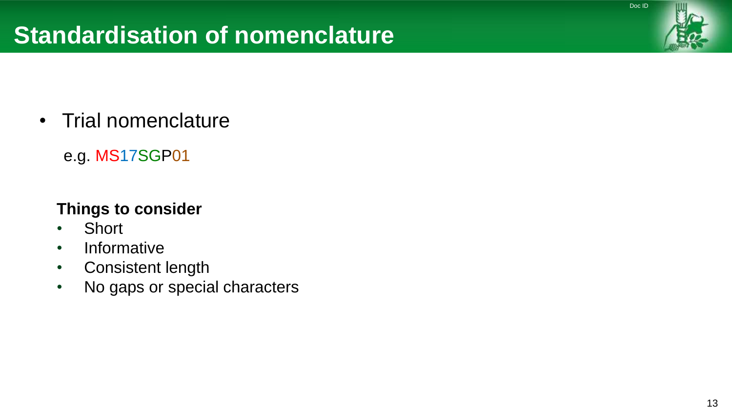# Standardisation of nomenclature

- Trial nomenclature

  e.g. MS17SGP01

**Things to consider**

- Short
- Informative
- Consistent length
- No gaps or special characters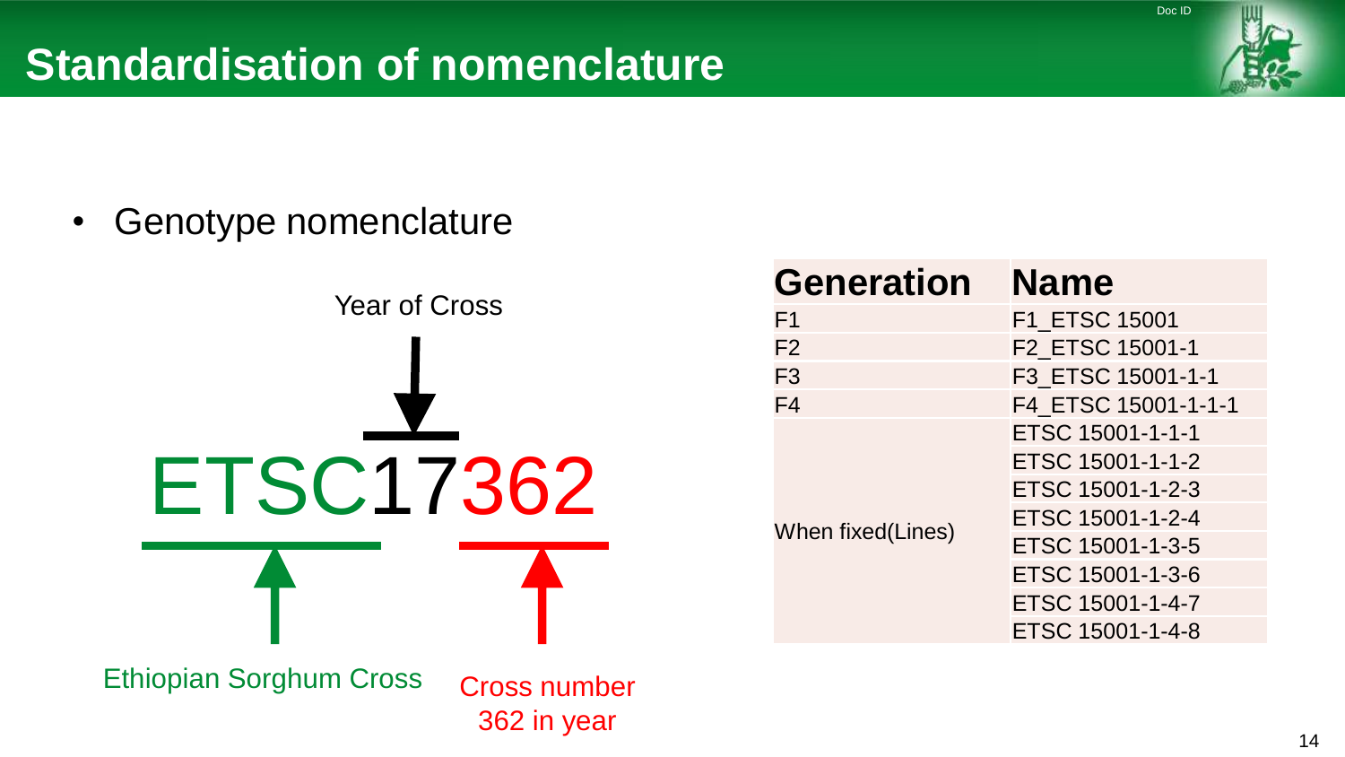# Standardisation of nomenclature

- Genotype nomenclature

Year of Cross

ETSC17362

Ethiopian Sorghum Cross

Cross number 362 in year

| Generation | Name |
|---|---|
| F1 | F1_ETSC 15001 |
| F2 | F2_ETSC 15001-1 |
| F3 | F3_ETSC 15001-1-1 |
| F4 | F4_ETSC 15001-1-1-1 |
| When fixed(Lines) | ETSC 15001-1-1-1 |
| | ETSC 15001-1-1-2 |
| | ETSC 15001-1-2-3 |
| | ETSC 15001-1-2-4 |
| | ETSC 15001-1-3-5 |
| | ETSC 15001-1-3-6 |
| | ETSC 15001-1-4-7 |
| | ETSC 15001-1-4-8 |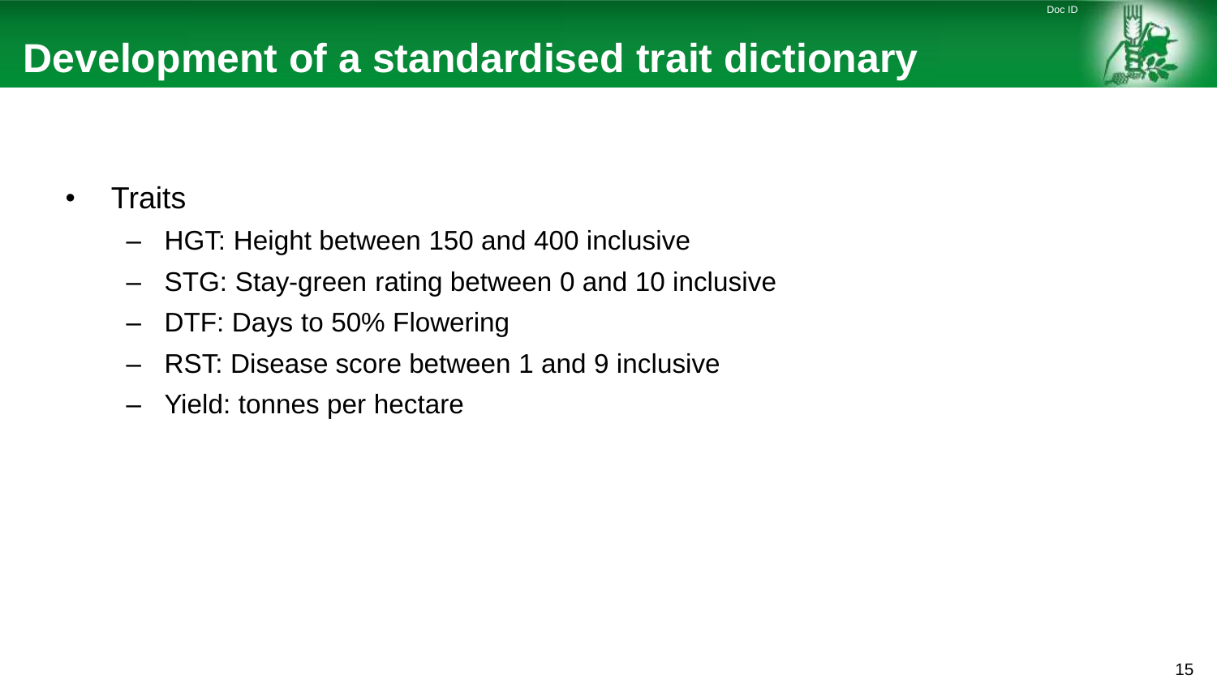# Development of a standardised trait dictionary

- Traits
  - HGT: Height between 150 and 400 inclusive
  - STG: Stay-green rating between 0 and 10 inclusive
  - DTF: Days to 50% Flowering
  - RST: Disease score between 1 and 9 inclusive
  - Yield: tonnes per hectare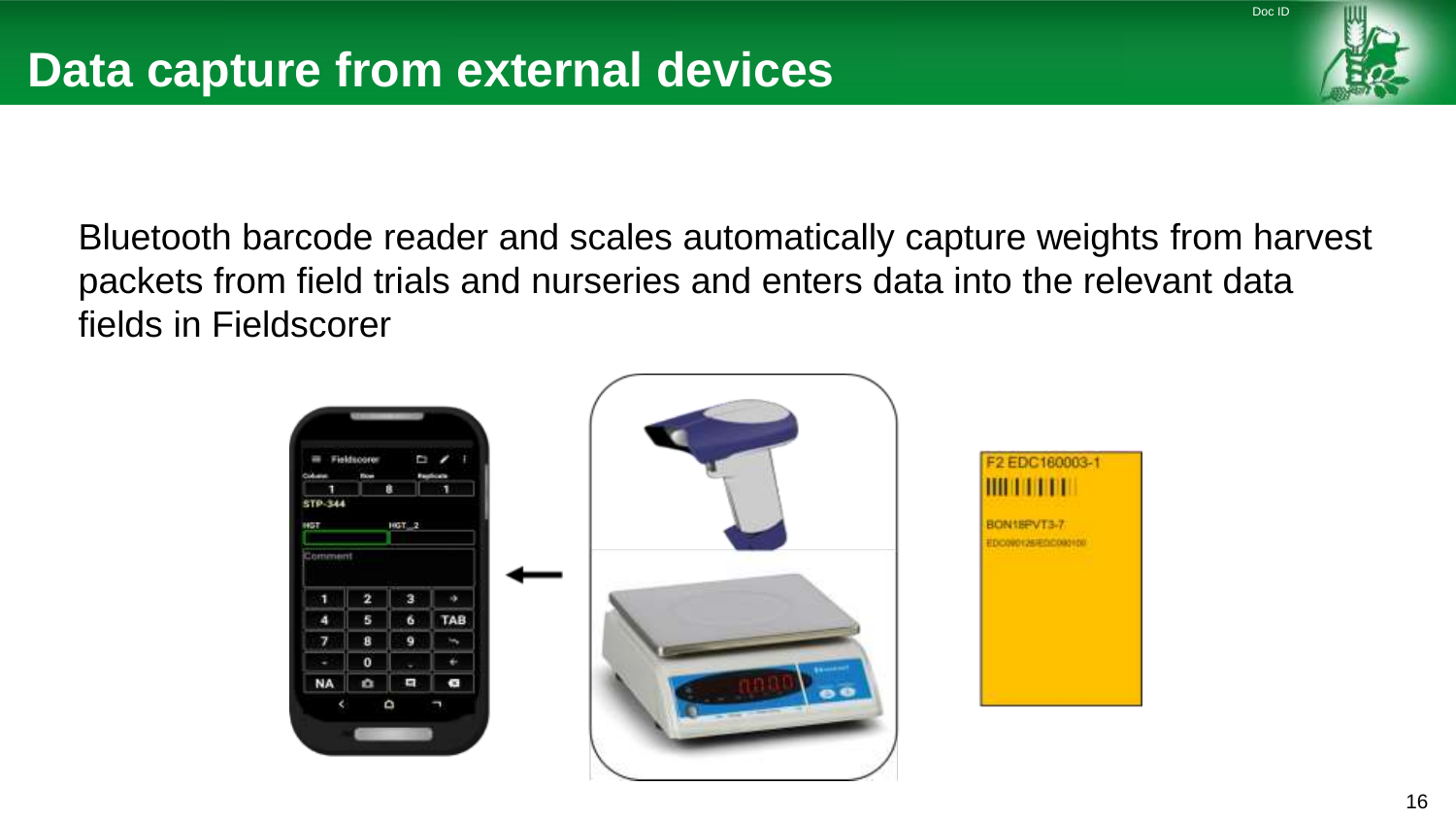# Data capture from external devices

Bluetooth barcode reader and scales automatically capture weights from harvest packets from field trials and nurseries and enters data into the relevant data fields in Fieldscorer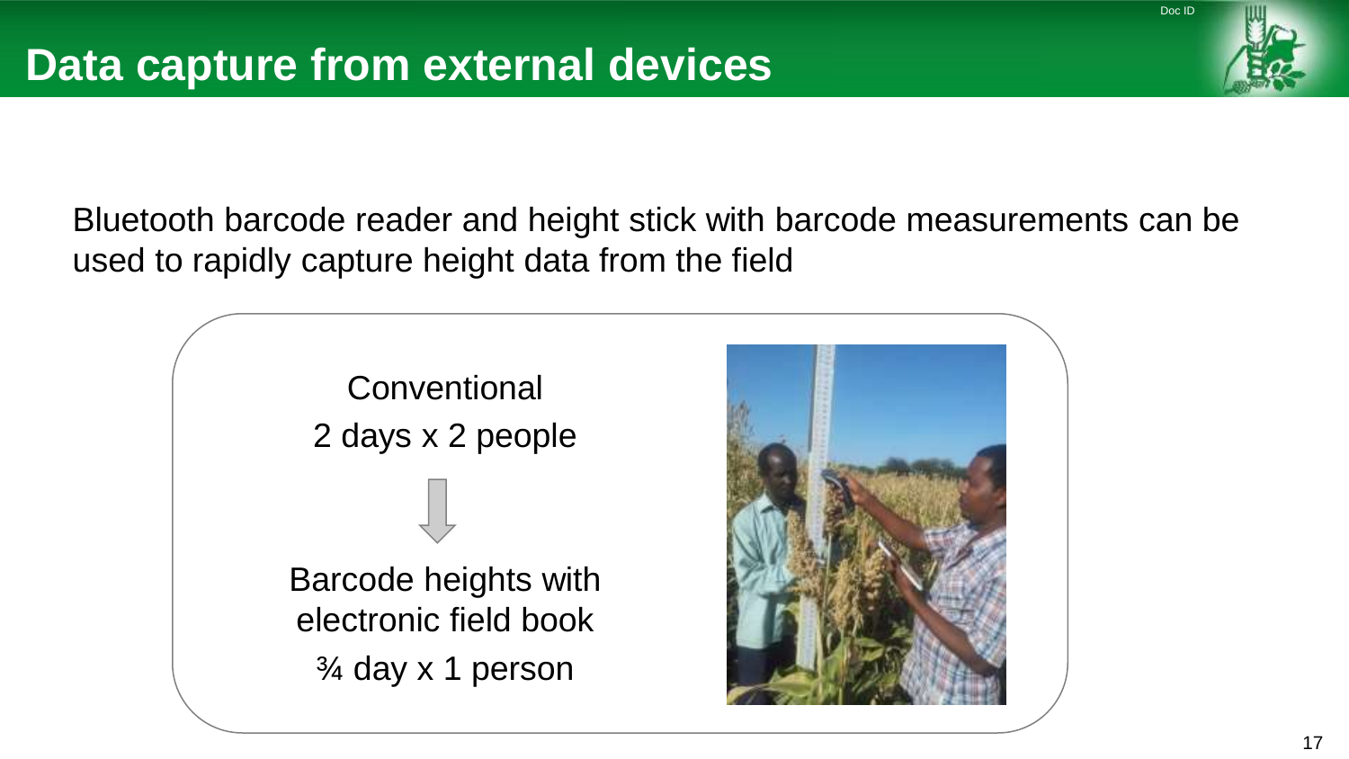# Data capture from external devices

Bluetooth barcode reader and height stick with barcode measurements can be used to rapidly capture height data from the field

Conventional

2 days x 2 people

Barcode heights with electronic field book

¾ day x 1 person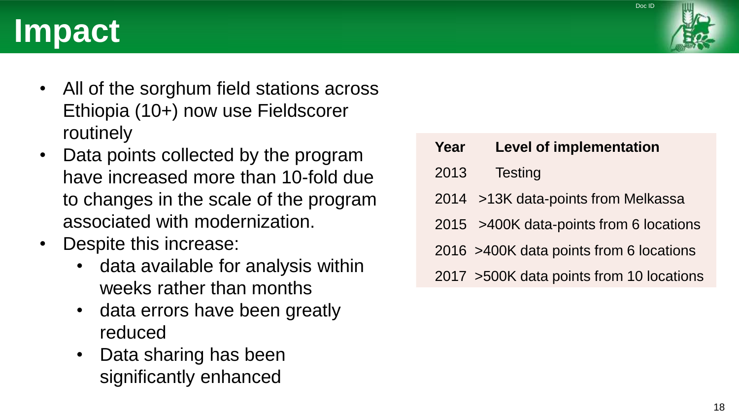# Impact

- All of the sorghum field stations across Ethiopia (10+) now use Fieldscorer routinely
- Data points collected by the program have increased more than 10-fold due to changes in the scale of the program associated with modernization.
- Despite this increase:
  - data available for analysis within weeks rather than months
  - data errors have been greatly reduced
  - Data sharing has been significantly enhanced

| Year | Level of implementation |
|---|---|
| 2013 | Testing |
| 2014 | >13K data-points from Melkassa |
| 2015 | >400K data-points from 6 locations |
| 2016 | >400K data points from 6 locations |
| 2017 | >500K data points from 10 locations |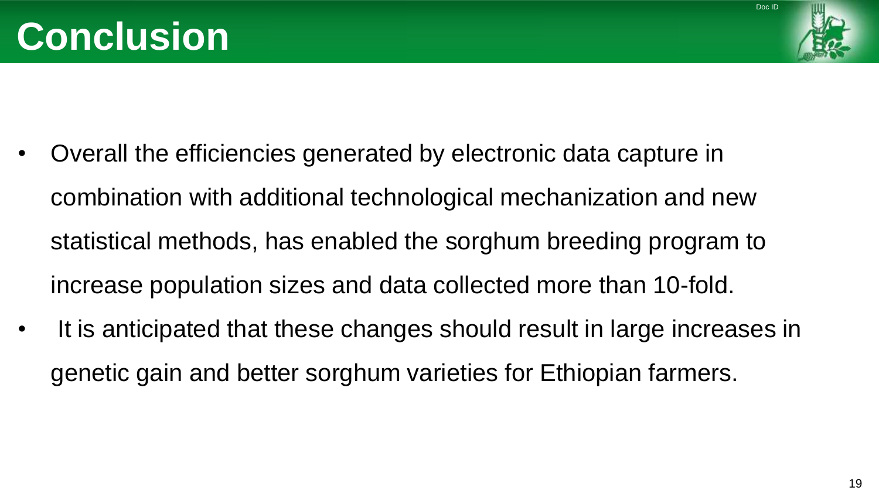# Conclusion

- Overall the efficiencies generated by electronic data capture in combination with additional technological mechanization and new statistical methods, has enabled the sorghum breeding program to increase population sizes and data collected more than 10-fold.
- It is anticipated that these changes should result in large increases in genetic gain and better sorghum varieties for Ethiopian farmers.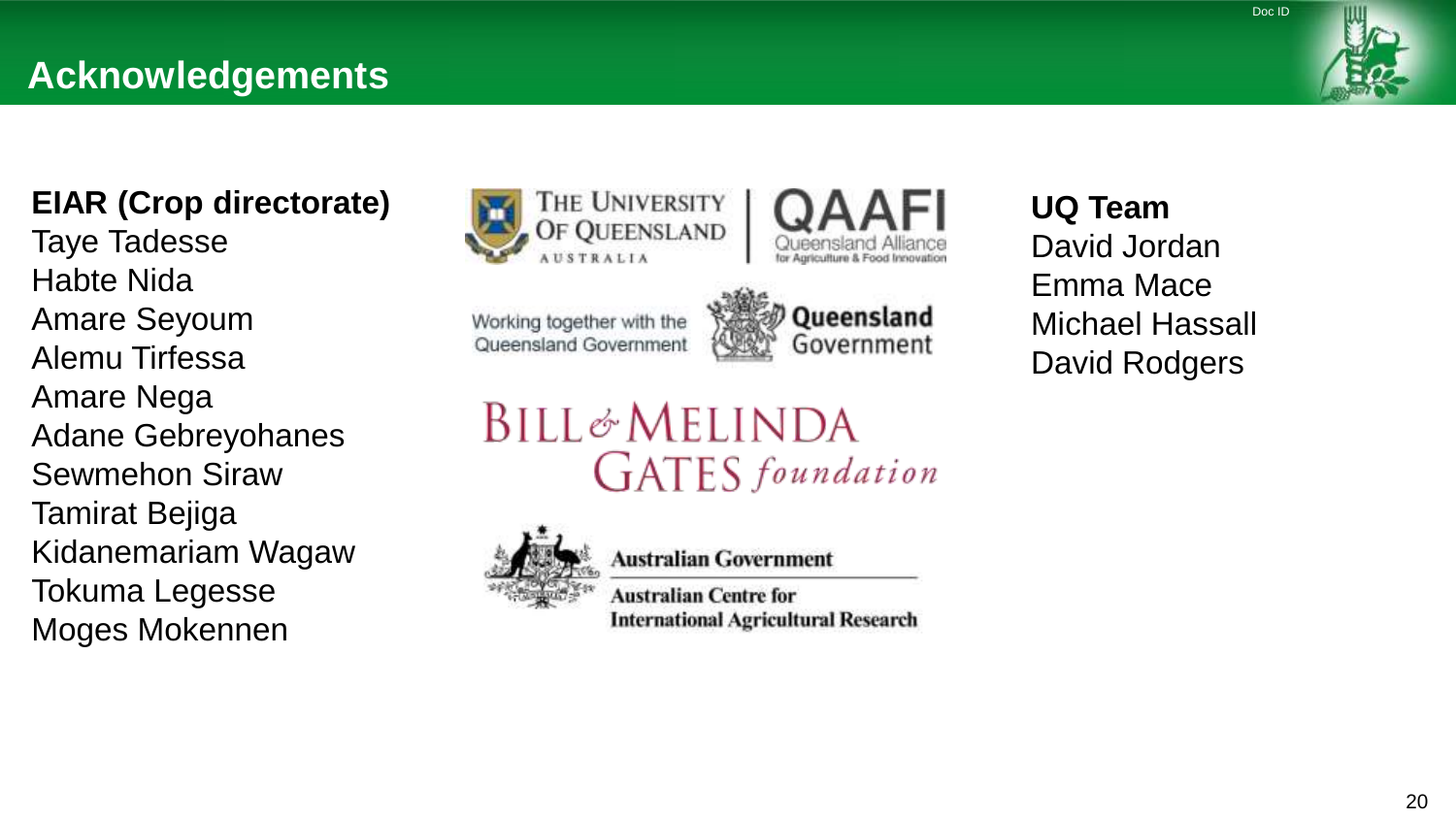## Acknowledgements

**EIAR (Crop directorate)**
Taye Tadesse
Habte Nida
Amare Seyoum
Alemu Tirfessa
Amare Nega
Adane Gebreyohanes
Sewmehon Siraw
Tamirat Bejiga
Kidanemariam Wagaw
Tokuma Legesse
Moges Mokennen

The University of Queensland Australia | QAAFI Queensland Alliance for Agriculture & Food Innovation

Working together with the Queensland Government | Queensland Government

Bill & Melinda Gates foundation

Australian Government
Australian Centre for International Agricultural Research

**UQ Team**
David Jordan
Emma Mace
Michael Hassall
David Rodgers